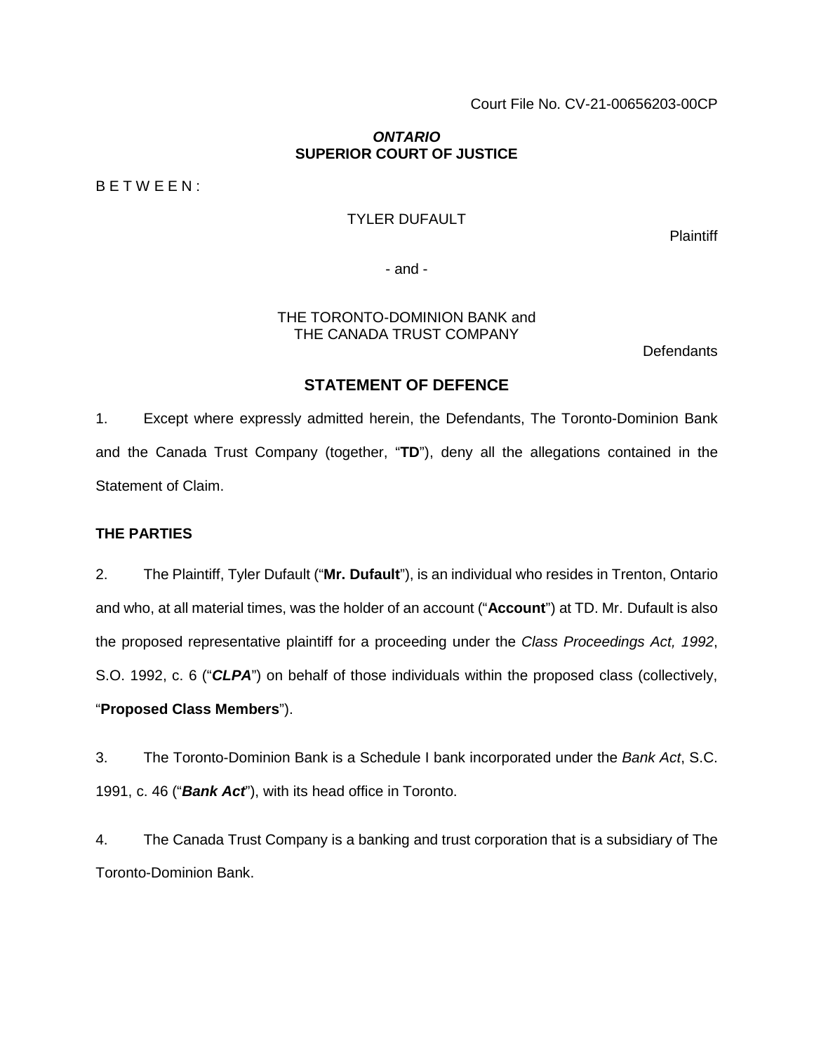Court File No. CV-21-00656203-00CP

***ONTARIO***
**SUPERIOR COURT OF JUSTICE**

B E T W E E N :

TYLER DUFAULT

Plaintiff

\- and -

THE TORONTO-DOMINION BANK and
THE CANADA TRUST COMPANY

Defendants

## STATEMENT OF DEFENCE

1. Except where expressly admitted herein, the Defendants, The Toronto-Dominion Bank and the Canada Trust Company (together, "**TD**"), deny all the allegations contained in the Statement of Claim.

### THE PARTIES

2. The Plaintiff, Tyler Dufault ("**Mr. Dufault**"), is an individual who resides in Trenton, Ontario and who, at all material times, was the holder of an account ("**Account**") at TD. Mr. Dufault is also the proposed representative plaintiff for a proceeding under the *Class Proceedings Act, 1992*, S.O. 1992, c. 6 ("***CLPA***") on behalf of those individuals within the proposed class (collectively, "**Proposed Class Members**").

3. The Toronto-Dominion Bank is a Schedule I bank incorporated under the *Bank Act*, S.C. 1991, c. 46 ("***Bank Act***"), with its head office in Toronto.

4. The Canada Trust Company is a banking and trust corporation that is a subsidiary of The Toronto-Dominion Bank.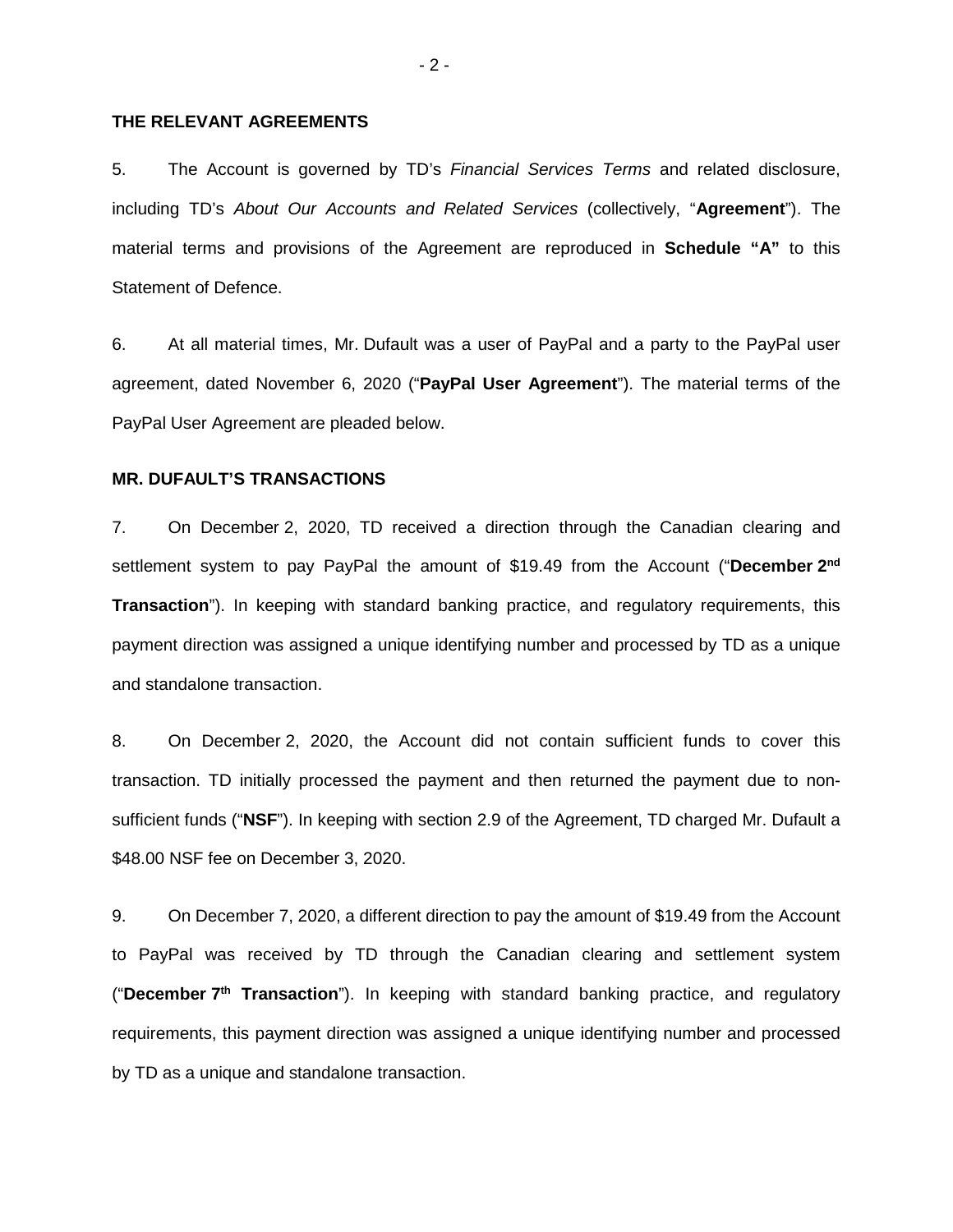**THE RELEVANT AGREEMENTS**

5. The Account is governed by TD's *Financial Services Terms* and related disclosure, including TD's *About Our Accounts and Related Services* (collectively, "**Agreement**"). The material terms and provisions of the Agreement are reproduced in **Schedule "A"** to this Statement of Defence.

6. At all material times, Mr. Dufault was a user of PayPal and a party to the PayPal user agreement, dated November 6, 2020 ("**PayPal User Agreement**"). The material terms of the PayPal User Agreement are pleaded below.

**MR. DUFAULT'S TRANSACTIONS**

7. On December 2, 2020, TD received a direction through the Canadian clearing and settlement system to pay PayPal the amount of \$19.49 from the Account ("**December 2nd Transaction**"). In keeping with standard banking practice, and regulatory requirements, this payment direction was assigned a unique identifying number and processed by TD as a unique and standalone transaction.

8. On December 2, 2020, the Account did not contain sufficient funds to cover this transaction. TD initially processed the payment and then returned the payment due to non-sufficient funds ("**NSF**"). In keeping with section 2.9 of the Agreement, TD charged Mr. Dufault a \$48.00 NSF fee on December 3, 2020.

9. On December 7, 2020, a different direction to pay the amount of \$19.49 from the Account to PayPal was received by TD through the Canadian clearing and settlement system ("**December 7th Transaction**"). In keeping with standard banking practice, and regulatory requirements, this payment direction was assigned a unique identifying number and processed by TD as a unique and standalone transaction.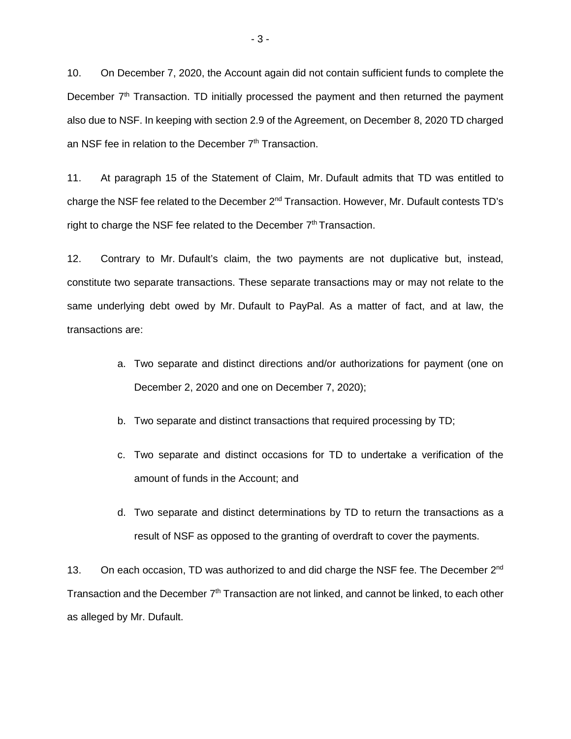10. On December 7, 2020, the Account again did not contain sufficient funds to complete the December 7th Transaction. TD initially processed the payment and then returned the payment also due to NSF. In keeping with section 2.9 of the Agreement, on December 8, 2020 TD charged an NSF fee in relation to the December 7th Transaction.

11. At paragraph 15 of the Statement of Claim, Mr. Dufault admits that TD was entitled to charge the NSF fee related to the December 2nd Transaction. However, Mr. Dufault contests TD's right to charge the NSF fee related to the December 7th Transaction.

12. Contrary to Mr. Dufault's claim, the two payments are not duplicative but, instead, constitute two separate transactions. These separate transactions may or may not relate to the same underlying debt owed by Mr. Dufault to PayPal. As a matter of fact, and at law, the transactions are:

   a. Two separate and distinct directions and/or authorizations for payment (one on December 2, 2020 and one on December 7, 2020);

   b. Two separate and distinct transactions that required processing by TD;

   c. Two separate and distinct occasions for TD to undertake a verification of the amount of funds in the Account; and

   d. Two separate and distinct determinations by TD to return the transactions as a result of NSF as opposed to the granting of overdraft to cover the payments.

13. On each occasion, TD was authorized to and did charge the NSF fee. The December 2nd Transaction and the December 7th Transaction are not linked, and cannot be linked, to each other as alleged by Mr. Dufault.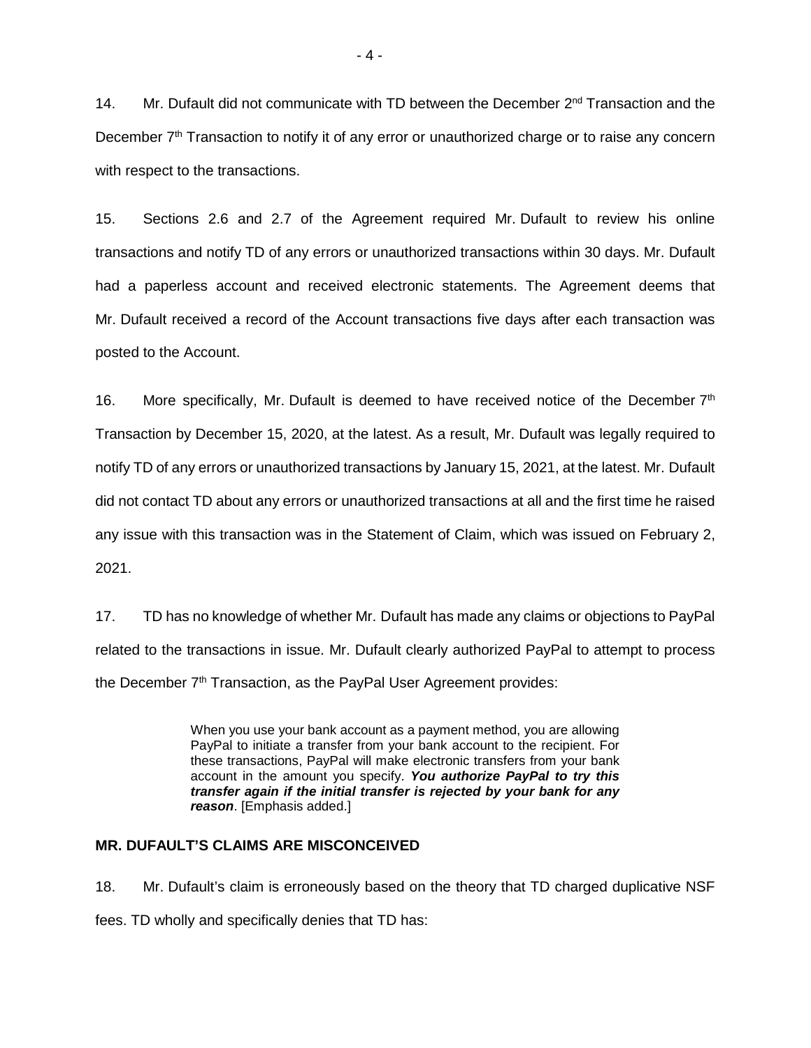14. Mr. Dufault did not communicate with TD between the December 2nd Transaction and the December 7th Transaction to notify it of any error or unauthorized charge or to raise any concern with respect to the transactions.

15. Sections 2.6 and 2.7 of the Agreement required Mr. Dufault to review his online transactions and notify TD of any errors or unauthorized transactions within 30 days. Mr. Dufault had a paperless account and received electronic statements. The Agreement deems that Mr. Dufault received a record of the Account transactions five days after each transaction was posted to the Account.

16. More specifically, Mr. Dufault is deemed to have received notice of the December 7th Transaction by December 15, 2020, at the latest. As a result, Mr. Dufault was legally required to notify TD of any errors or unauthorized transactions by January 15, 2021, at the latest. Mr. Dufault did not contact TD about any errors or unauthorized transactions at all and the first time he raised any issue with this transaction was in the Statement of Claim, which was issued on February 2, 2021.

17. TD has no knowledge of whether Mr. Dufault has made any claims or objections to PayPal related to the transactions in issue. Mr. Dufault clearly authorized PayPal to attempt to process the December 7th Transaction, as the PayPal User Agreement provides:

> When you use your bank account as a payment method, you are allowing PayPal to initiate a transfer from your bank account to the recipient. For these transactions, PayPal will make electronic transfers from your bank account in the amount you specify. ***You authorize PayPal to try this transfer again if the initial transfer is rejected by your bank for any reason***. [Emphasis added.]

**MR. DUFAULT'S CLAIMS ARE MISCONCEIVED**

18. Mr. Dufault's claim is erroneously based on the theory that TD charged duplicative NSF fees. TD wholly and specifically denies that TD has: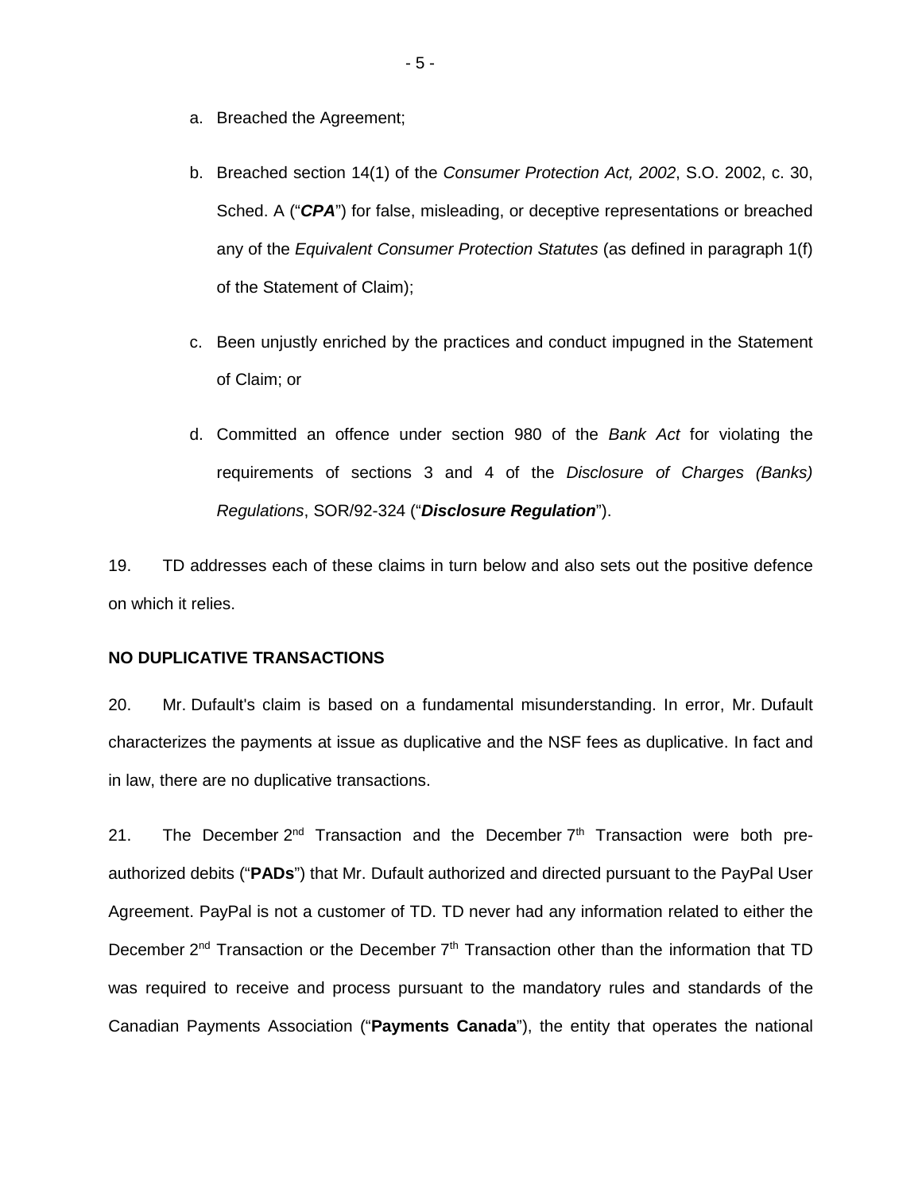a. Breached the Agreement;

b. Breached section 14(1) of the *Consumer Protection Act, 2002*, S.O. 2002, c. 30, Sched. A ("***CPA***") for false, misleading, or deceptive representations or breached any of the *Equivalent Consumer Protection Statutes* (as defined in paragraph 1(f) of the Statement of Claim);

c. Been unjustly enriched by the practices and conduct impugned in the Statement of Claim; or

d. Committed an offence under section 980 of the *Bank Act* for violating the requirements of sections 3 and 4 of the *Disclosure of Charges (Banks) Regulations*, SOR/92-324 ("***Disclosure Regulation***").

19. TD addresses each of these claims in turn below and also sets out the positive defence on which it relies.

**NO DUPLICATIVE TRANSACTIONS**

20. Mr. Dufault's claim is based on a fundamental misunderstanding. In error, Mr. Dufault characterizes the payments at issue as duplicative and the NSF fees as duplicative. In fact and in law, there are no duplicative transactions.

21. The December 2nd Transaction and the December 7th Transaction were both pre-authorized debits ("**PADs**") that Mr. Dufault authorized and directed pursuant to the PayPal User Agreement. PayPal is not a customer of TD. TD never had any information related to either the December 2nd Transaction or the December 7th Transaction other than the information that TD was required to receive and process pursuant to the mandatory rules and standards of the Canadian Payments Association ("**Payments Canada**"), the entity that operates the national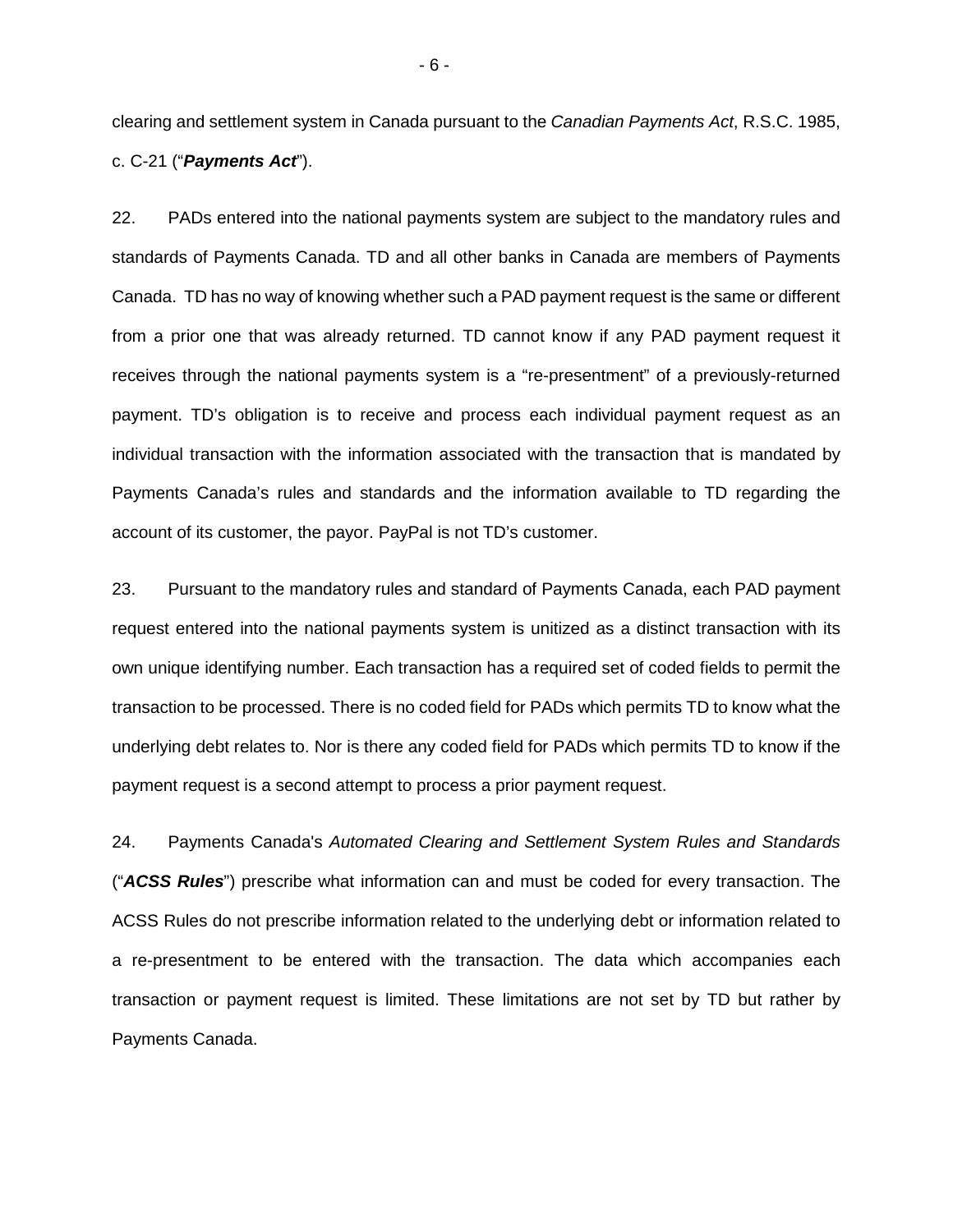clearing and settlement system in Canada pursuant to the *Canadian Payments Act*, R.S.C. 1985, c. C-21 ("***Payments Act***").

22. PADs entered into the national payments system are subject to the mandatory rules and standards of Payments Canada. TD and all other banks in Canada are members of Payments Canada. TD has no way of knowing whether such a PAD payment request is the same or different from a prior one that was already returned. TD cannot know if any PAD payment request it receives through the national payments system is a "re-presentment" of a previously-returned payment. TD's obligation is to receive and process each individual payment request as an individual transaction with the information associated with the transaction that is mandated by Payments Canada's rules and standards and the information available to TD regarding the account of its customer, the payor. PayPal is not TD's customer.

23. Pursuant to the mandatory rules and standard of Payments Canada, each PAD payment request entered into the national payments system is unitized as a distinct transaction with its own unique identifying number. Each transaction has a required set of coded fields to permit the transaction to be processed. There is no coded field for PADs which permits TD to know what the underlying debt relates to. Nor is there any coded field for PADs which permits TD to know if the payment request is a second attempt to process a prior payment request.

24. Payments Canada's *Automated Clearing and Settlement System Rules and Standards* ("***ACSS Rules***") prescribe what information can and must be coded for every transaction. The ACSS Rules do not prescribe information related to the underlying debt or information related to a re-presentment to be entered with the transaction. The data which accompanies each transaction or payment request is limited. These limitations are not set by TD but rather by Payments Canada.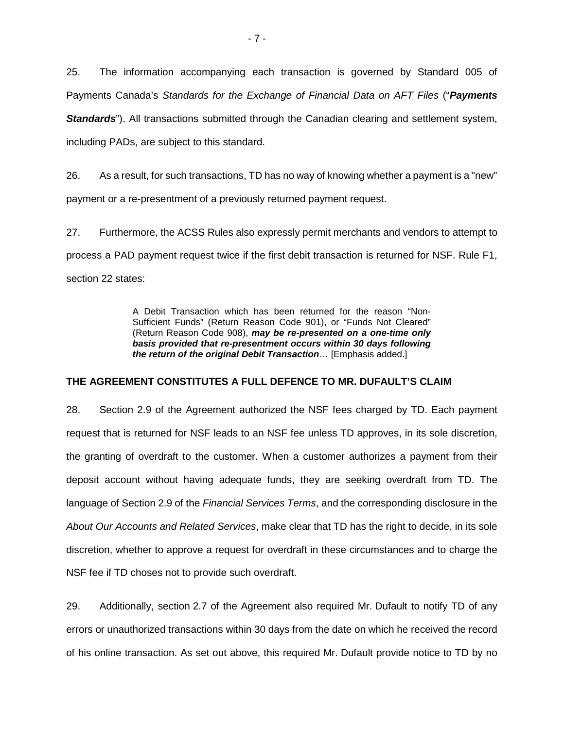25. The information accompanying each transaction is governed by Standard 005 of Payments Canada's *Standards for the Exchange of Financial Data on AFT Files* ("***Payments Standards***"). All transactions submitted through the Canadian clearing and settlement system, including PADs, are subject to this standard.

26. As a result, for such transactions, TD has no way of knowing whether a payment is a "new" payment or a re-presentment of a previously returned payment request.

27. Furthermore, the ACSS Rules also expressly permit merchants and vendors to attempt to process a PAD payment request twice if the first debit transaction is returned for NSF. Rule F1, section 22 states:

> A Debit Transaction which has been returned for the reason "Non-Sufficient Funds" (Return Reason Code 901), or "Funds Not Cleared" (Return Reason Code 908), ***may be re-presented on a one-time only basis provided that re-presentment occurs within 30 days following the return of the original Debit Transaction***… [Emphasis added.]

## THE AGREEMENT CONSTITUTES A FULL DEFENCE TO MR. DUFAULT'S CLAIM

28. Section 2.9 of the Agreement authorized the NSF fees charged by TD. Each payment request that is returned for NSF leads to an NSF fee unless TD approves, in its sole discretion, the granting of overdraft to the customer. When a customer authorizes a payment from their deposit account without having adequate funds, they are seeking overdraft from TD. The language of Section 2.9 of the *Financial Services Terms*, and the corresponding disclosure in the *About Our Accounts and Related Services*, make clear that TD has the right to decide, in its sole discretion, whether to approve a request for overdraft in these circumstances and to charge the NSF fee if TD choses not to provide such overdraft.

29. Additionally, section 2.7 of the Agreement also required Mr. Dufault to notify TD of any errors or unauthorized transactions within 30 days from the date on which he received the record of his online transaction. As set out above, this required Mr. Dufault provide notice to TD by no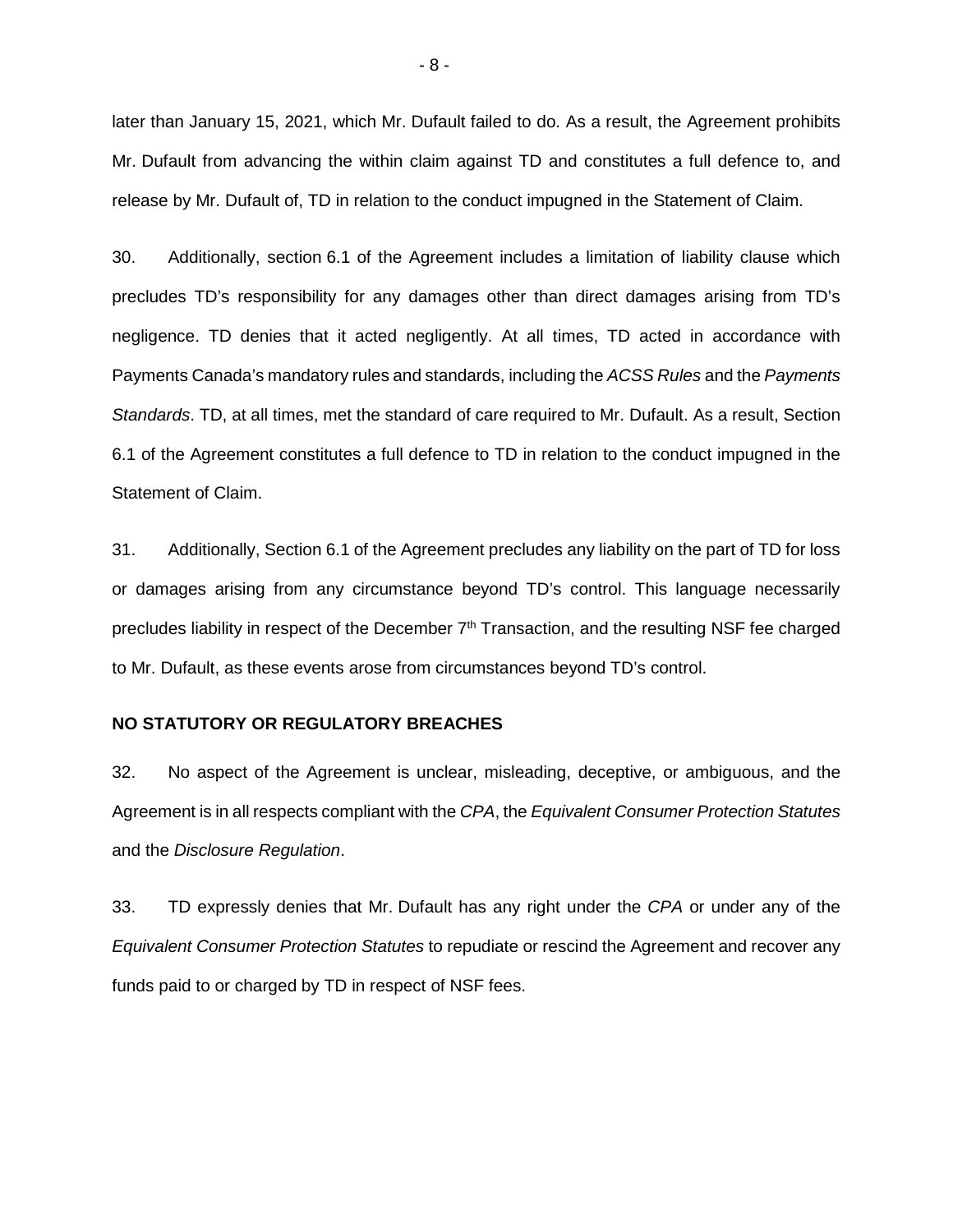later than January 15, 2021, which Mr. Dufault failed to do. As a result, the Agreement prohibits Mr. Dufault from advancing the within claim against TD and constitutes a full defence to, and release by Mr. Dufault of, TD in relation to the conduct impugned in the Statement of Claim.

30. Additionally, section 6.1 of the Agreement includes a limitation of liability clause which precludes TD's responsibility for any damages other than direct damages arising from TD's negligence. TD denies that it acted negligently. At all times, TD acted in accordance with Payments Canada's mandatory rules and standards, including the *ACSS Rules* and the *Payments Standards*. TD, at all times, met the standard of care required to Mr. Dufault. As a result, Section 6.1 of the Agreement constitutes a full defence to TD in relation to the conduct impugned in the Statement of Claim.

31. Additionally, Section 6.1 of the Agreement precludes any liability on the part of TD for loss or damages arising from any circumstance beyond TD's control. This language necessarily precludes liability in respect of the December 7th Transaction, and the resulting NSF fee charged to Mr. Dufault, as these events arose from circumstances beyond TD's control.

**NO STATUTORY OR REGULATORY BREACHES**

32. No aspect of the Agreement is unclear, misleading, deceptive, or ambiguous, and the Agreement is in all respects compliant with the *CPA*, the *Equivalent Consumer Protection Statutes* and the *Disclosure Regulation*.

33. TD expressly denies that Mr. Dufault has any right under the *CPA* or under any of the *Equivalent Consumer Protection Statutes* to repudiate or rescind the Agreement and recover any funds paid to or charged by TD in respect of NSF fees.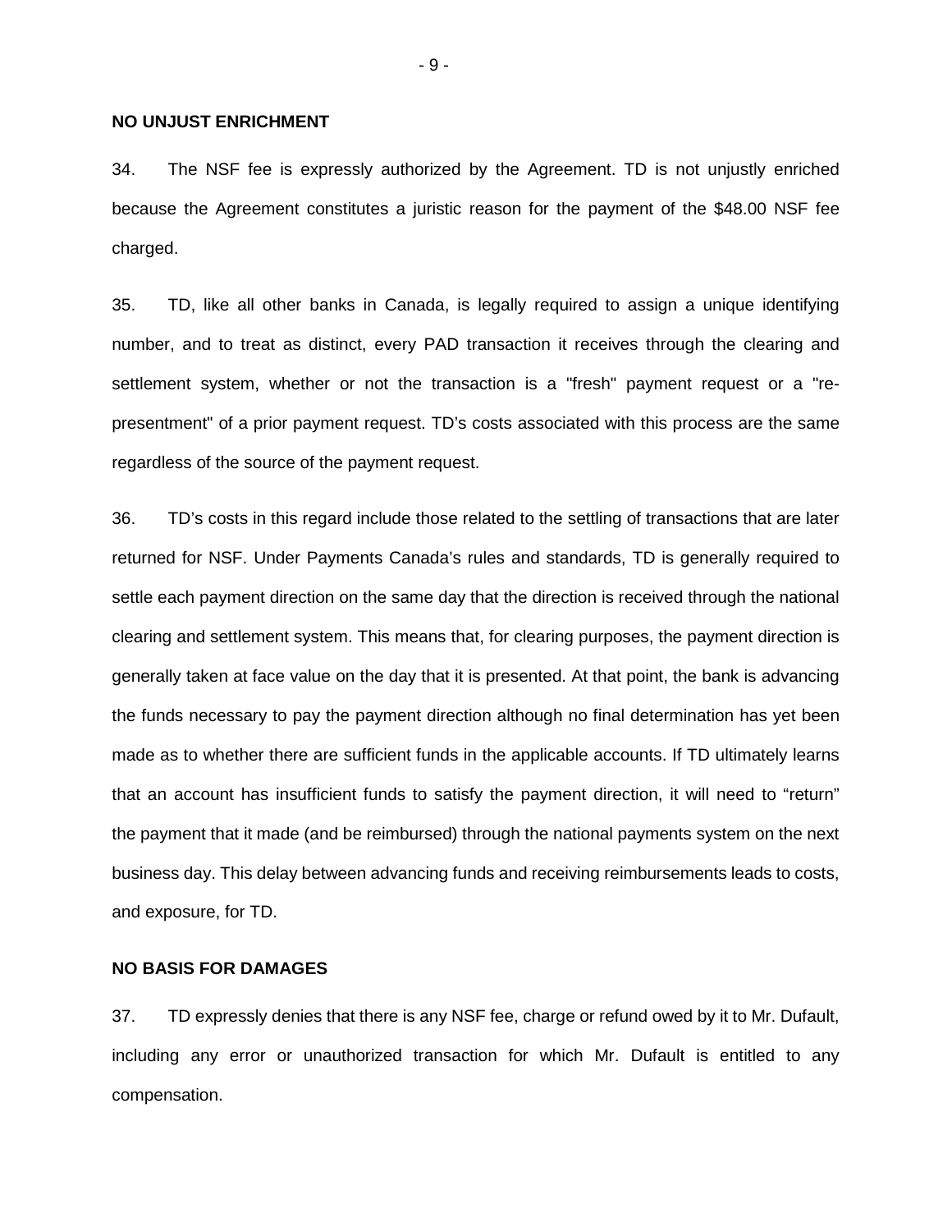**NO UNJUST ENRICHMENT**

34. The NSF fee is expressly authorized by the Agreement. TD is not unjustly enriched because the Agreement constitutes a juristic reason for the payment of the $48.00 NSF fee charged.

35. TD, like all other banks in Canada, is legally required to assign a unique identifying number, and to treat as distinct, every PAD transaction it receives through the clearing and settlement system, whether or not the transaction is a "fresh" payment request or a "re-presentment" of a prior payment request. TD's costs associated with this process are the same regardless of the source of the payment request.

36. TD's costs in this regard include those related to the settling of transactions that are later returned for NSF. Under Payments Canada's rules and standards, TD is generally required to settle each payment direction on the same day that the direction is received through the national clearing and settlement system. This means that, for clearing purposes, the payment direction is generally taken at face value on the day that it is presented. At that point, the bank is advancing the funds necessary to pay the payment direction although no final determination has yet been made as to whether there are sufficient funds in the applicable accounts. If TD ultimately learns that an account has insufficient funds to satisfy the payment direction, it will need to "return" the payment that it made (and be reimbursed) through the national payments system on the next business day. This delay between advancing funds and receiving reimbursements leads to costs, and exposure, for TD.

**NO BASIS FOR DAMAGES**

37. TD expressly denies that there is any NSF fee, charge or refund owed by it to Mr. Dufault, including any error or unauthorized transaction for which Mr. Dufault is entitled to any compensation.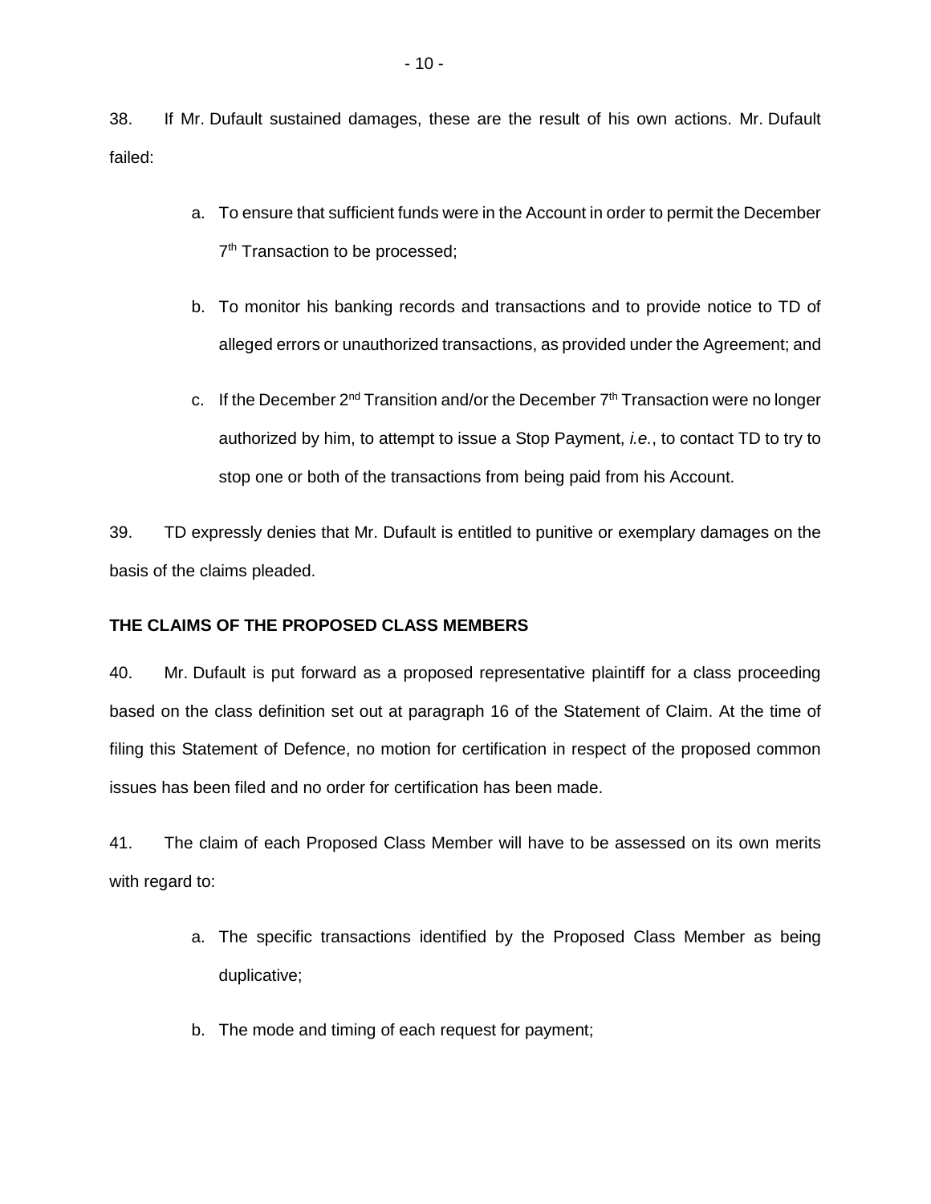38. If Mr. Dufault sustained damages, these are the result of his own actions. Mr. Dufault failed:

a. To ensure that sufficient funds were in the Account in order to permit the December 7th Transaction to be processed;

b. To monitor his banking records and transactions and to provide notice to TD of alleged errors or unauthorized transactions, as provided under the Agreement; and

c. If the December 2nd Transition and/or the December 7th Transaction were no longer authorized by him, to attempt to issue a Stop Payment, *i.e.*, to contact TD to try to stop one or both of the transactions from being paid from his Account.

39. TD expressly denies that Mr. Dufault is entitled to punitive or exemplary damages on the basis of the claims pleaded.

**THE CLAIMS OF THE PROPOSED CLASS MEMBERS**

40. Mr. Dufault is put forward as a proposed representative plaintiff for a class proceeding based on the class definition set out at paragraph 16 of the Statement of Claim. At the time of filing this Statement of Defence, no motion for certification in respect of the proposed common issues has been filed and no order for certification has been made.

41. The claim of each Proposed Class Member will have to be assessed on its own merits with regard to:

a. The specific transactions identified by the Proposed Class Member as being duplicative;

b. The mode and timing of each request for payment;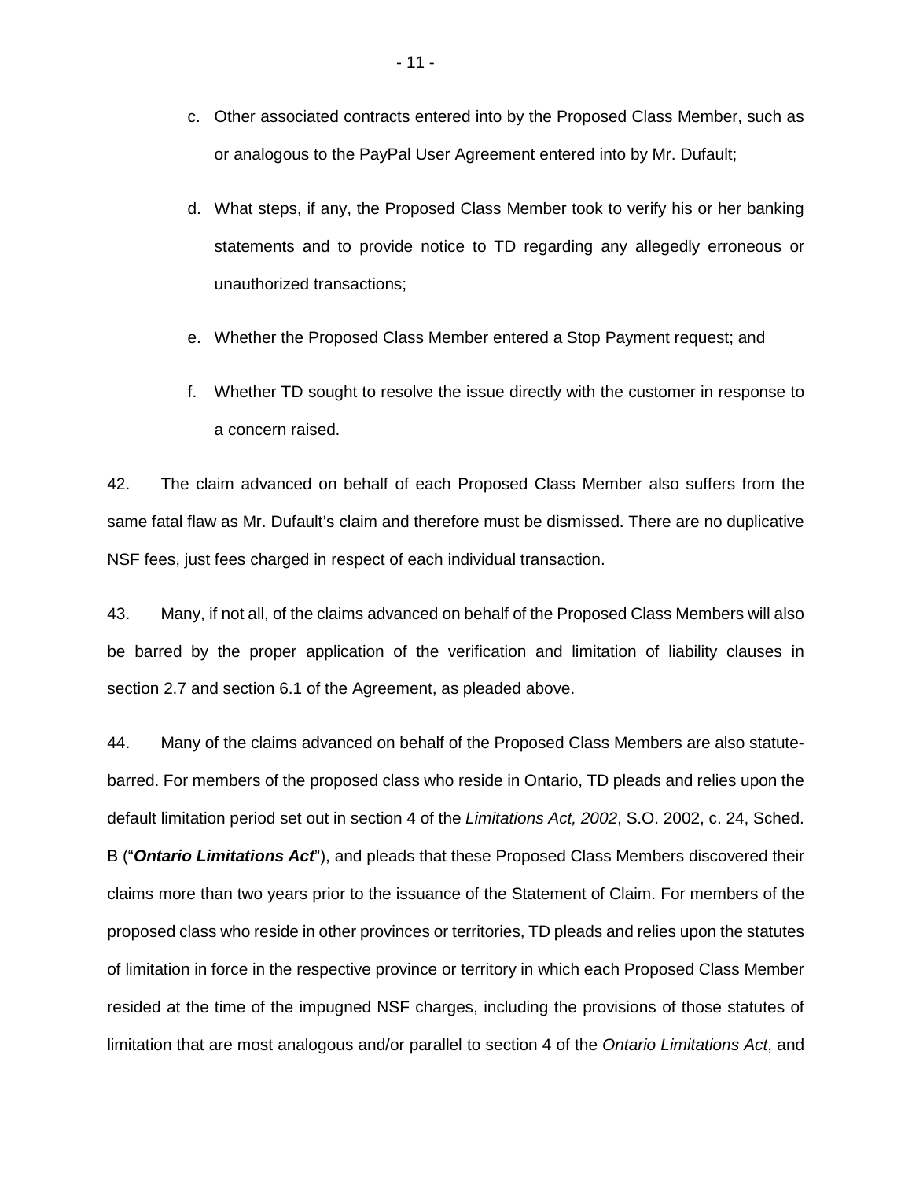c. Other associated contracts entered into by the Proposed Class Member, such as or analogous to the PayPal User Agreement entered into by Mr. Dufault;

d. What steps, if any, the Proposed Class Member took to verify his or her banking statements and to provide notice to TD regarding any allegedly erroneous or unauthorized transactions;

e. Whether the Proposed Class Member entered a Stop Payment request; and

f. Whether TD sought to resolve the issue directly with the customer in response to a concern raised.

42. The claim advanced on behalf of each Proposed Class Member also suffers from the same fatal flaw as Mr. Dufault's claim and therefore must be dismissed. There are no duplicative NSF fees, just fees charged in respect of each individual transaction.

43. Many, if not all, of the claims advanced on behalf of the Proposed Class Members will also be barred by the proper application of the verification and limitation of liability clauses in section 2.7 and section 6.1 of the Agreement, as pleaded above.

44. Many of the claims advanced on behalf of the Proposed Class Members are also statute-barred. For members of the proposed class who reside in Ontario, TD pleads and relies upon the default limitation period set out in section 4 of the *Limitations Act, 2002*, S.O. 2002, c. 24, Sched. B ("***Ontario Limitations Act***"), and pleads that these Proposed Class Members discovered their claims more than two years prior to the issuance of the Statement of Claim. For members of the proposed class who reside in other provinces or territories, TD pleads and relies upon the statutes of limitation in force in the respective province or territory in which each Proposed Class Member resided at the time of the impugned NSF charges, including the provisions of those statutes of limitation that are most analogous and/or parallel to section 4 of the *Ontario Limitations Act*, and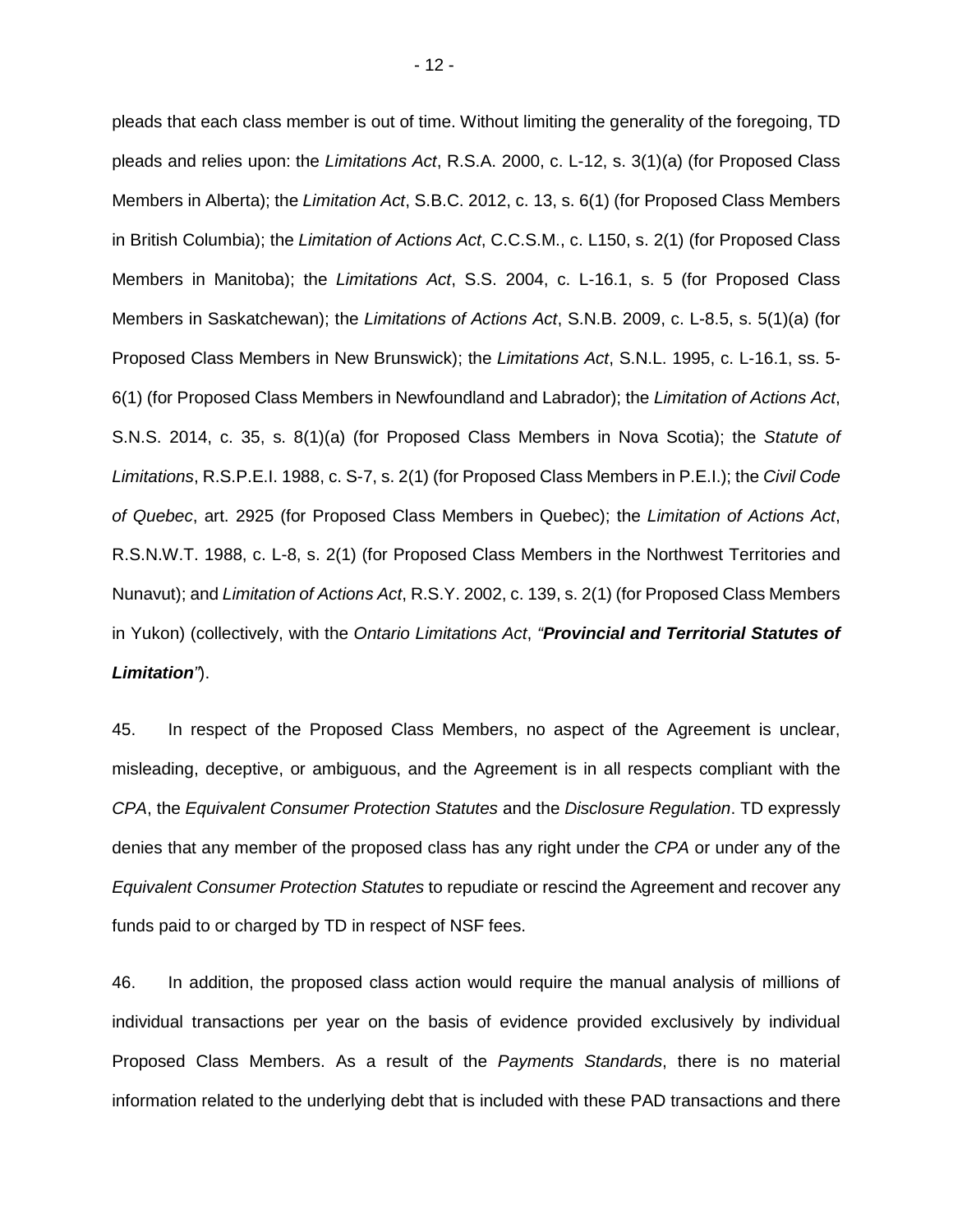pleads that each class member is out of time. Without limiting the generality of the foregoing, TD pleads and relies upon: the *Limitations Act*, R.S.A. 2000, c. L-12, s. 3(1)(a) (for Proposed Class Members in Alberta); the *Limitation Act*, S.B.C. 2012, c. 13, s. 6(1) (for Proposed Class Members in British Columbia); the *Limitation of Actions Act*, C.C.S.M., c. L150, s. 2(1) (for Proposed Class Members in Manitoba); the *Limitations Act*, S.S. 2004, c. L-16.1, s. 5 (for Proposed Class Members in Saskatchewan); the *Limitations of Actions Act*, S.N.B. 2009, c. L-8.5, s. 5(1)(a) (for Proposed Class Members in New Brunswick); the *Limitations Act*, S.N.L. 1995, c. L-16.1, ss. 5-6(1) (for Proposed Class Members in Newfoundland and Labrador); the *Limitation of Actions Act*, S.N.S. 2014, c. 35, s. 8(1)(a) (for Proposed Class Members in Nova Scotia); the *Statute of Limitations*, R.S.P.E.I. 1988, c. S-7, s. 2(1) (for Proposed Class Members in P.E.I.); the *Civil Code of Quebec*, art. 2925 (for Proposed Class Members in Quebec); the *Limitation of Actions Act*, R.S.N.W.T. 1988, c. L-8, s. 2(1) (for Proposed Class Members in the Northwest Territories and Nunavut); and *Limitation of Actions Act*, R.S.Y. 2002, c. 139, s. 2(1) (for Proposed Class Members in Yukon) (collectively, with the *Ontario Limitations Act*, *"**Provincial and Territorial Statutes of Limitation**"*).

45. In respect of the Proposed Class Members, no aspect of the Agreement is unclear, misleading, deceptive, or ambiguous, and the Agreement is in all respects compliant with the *CPA*, the *Equivalent Consumer Protection Statutes* and the *Disclosure Regulation*. TD expressly denies that any member of the proposed class has any right under the *CPA* or under any of the *Equivalent Consumer Protection Statutes* to repudiate or rescind the Agreement and recover any funds paid to or charged by TD in respect of NSF fees.

46. In addition, the proposed class action would require the manual analysis of millions of individual transactions per year on the basis of evidence provided exclusively by individual Proposed Class Members. As a result of the *Payments Standards*, there is no material information related to the underlying debt that is included with these PAD transactions and there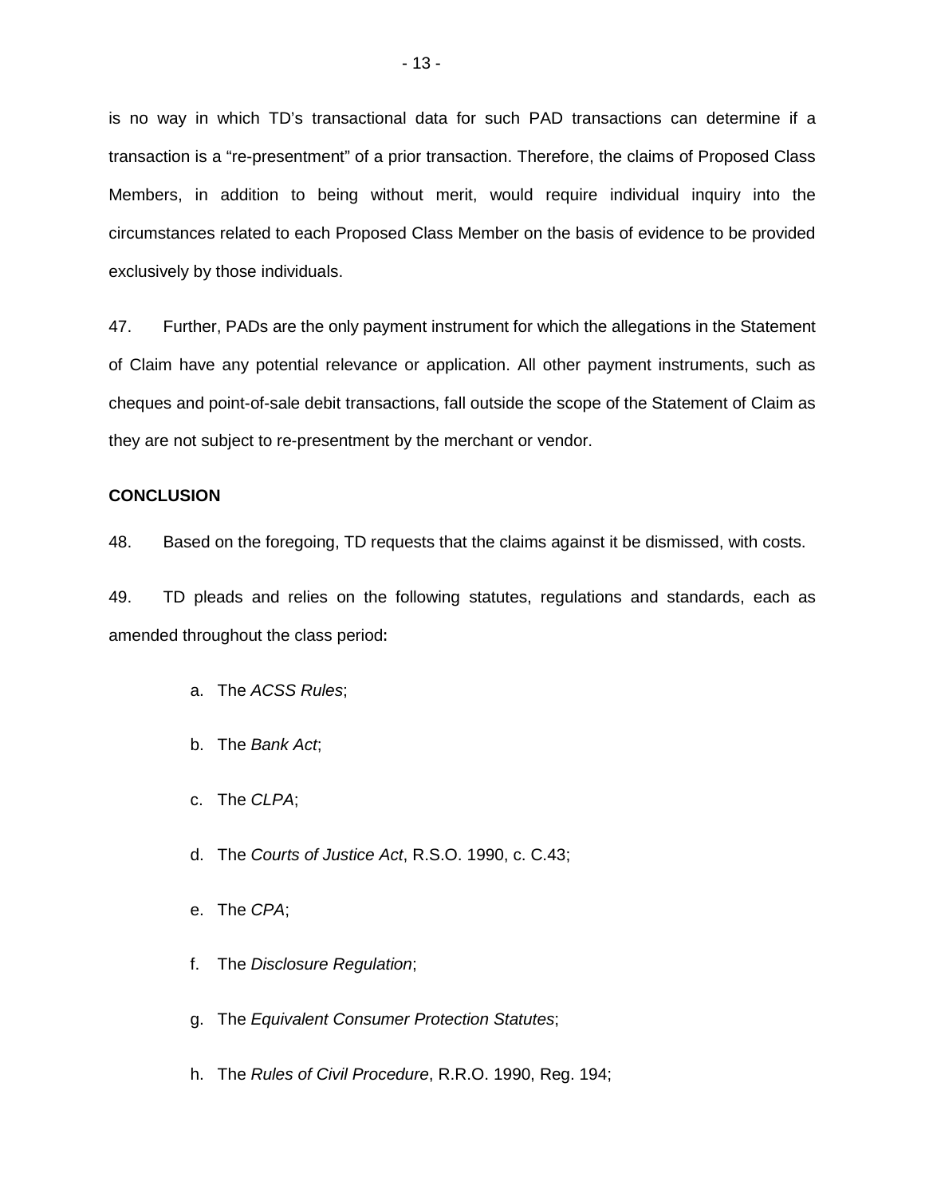is no way in which TD's transactional data for such PAD transactions can determine if a transaction is a "re-presentment" of a prior transaction. Therefore, the claims of Proposed Class Members, in addition to being without merit, would require individual inquiry into the circumstances related to each Proposed Class Member on the basis of evidence to be provided exclusively by those individuals.

47. Further, PADs are the only payment instrument for which the allegations in the Statement of Claim have any potential relevance or application. All other payment instruments, such as cheques and point-of-sale debit transactions, fall outside the scope of the Statement of Claim as they are not subject to re-presentment by the merchant or vendor.

**CONCLUSION**

48. Based on the foregoing, TD requests that the claims against it be dismissed, with costs.

49. TD pleads and relies on the following statutes, regulations and standards, each as amended throughout the class period**:**

a. The *ACSS Rules*;

b. The *Bank Act*;

c. The *CLPA*;

d. The *Courts of Justice Act*, R.S.O. 1990, c. C.43;

e. The *CPA*;

f. The *Disclosure Regulation*;

g. The *Equivalent Consumer Protection Statutes*;

h. The *Rules of Civil Procedure*, R.R.O. 1990, Reg. 194;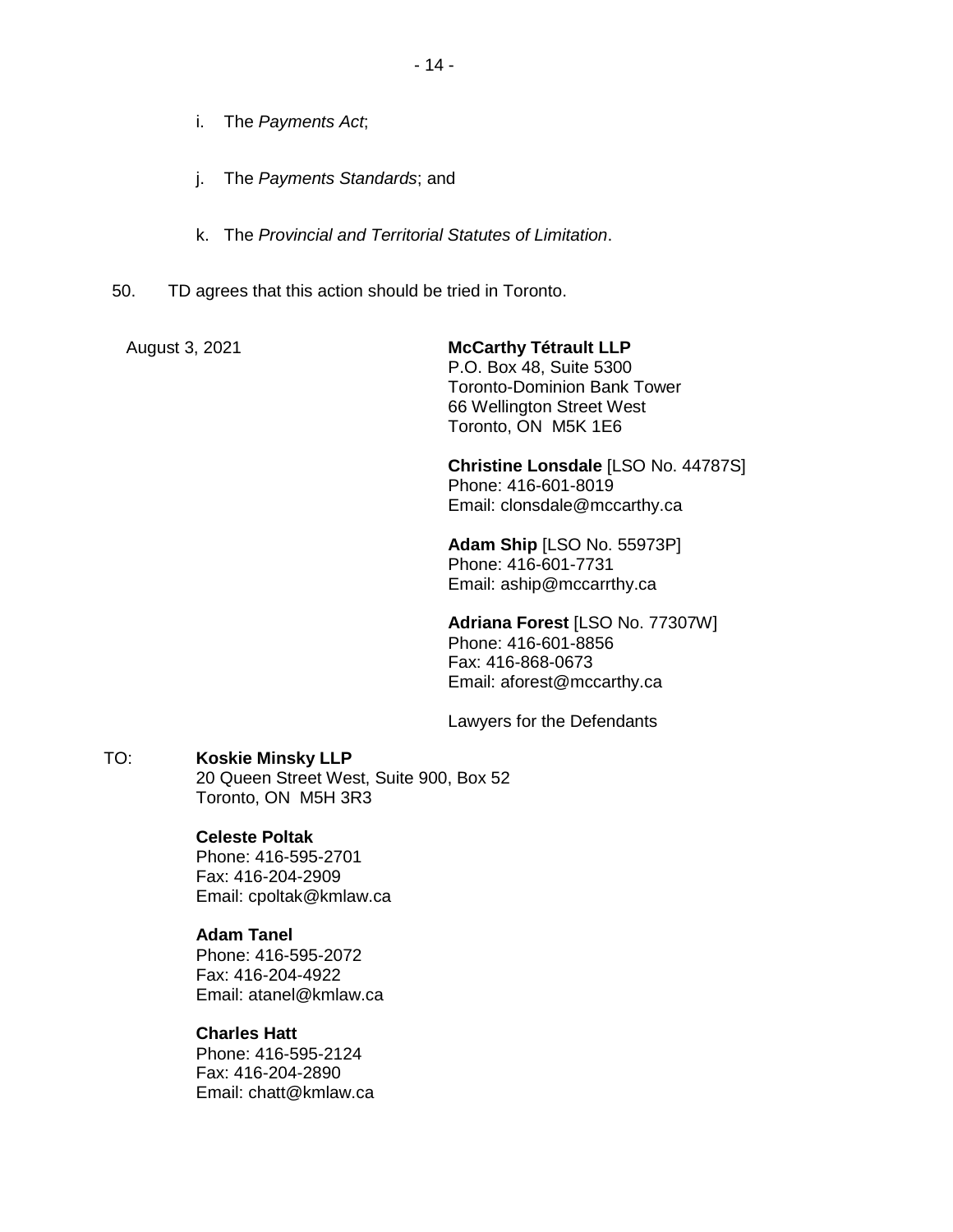i. The *Payments Act*;

j. The *Payments Standards*; and

k. The *Provincial and Territorial Statutes of Limitation*.

50. TD agrees that this action should be tried in Toronto.

August 3, 2021

**McCarthy Tétrault LLP**
P.O. Box 48, Suite 5300
Toronto-Dominion Bank Tower
66 Wellington Street West
Toronto, ON M5K 1E6

**Christine Lonsdale** [LSO No. 44787S]
Phone: 416-601-8019
Email: clonsdale@mccarthy.ca

**Adam Ship** [LSO No. 55973P]
Phone: 416-601-7731
Email: aship@mccarrthy.ca

**Adriana Forest** [LSO No. 77307W]
Phone: 416-601-8856
Fax: 416-868-0673
Email: aforest@mccarthy.ca

Lawyers for the Defendants

TO: **Koskie Minsky LLP**
20 Queen Street West, Suite 900, Box 52
Toronto, ON M5H 3R3

**Celeste Poltak**
Phone: 416-595-2701
Fax: 416-204-2909
Email: cpoltak@kmlaw.ca

**Adam Tanel**
Phone: 416-595-2072
Fax: 416-204-4922
Email: atanel@kmlaw.ca

**Charles Hatt**
Phone: 416-595-2124
Fax: 416-204-2890
Email: chatt@kmlaw.ca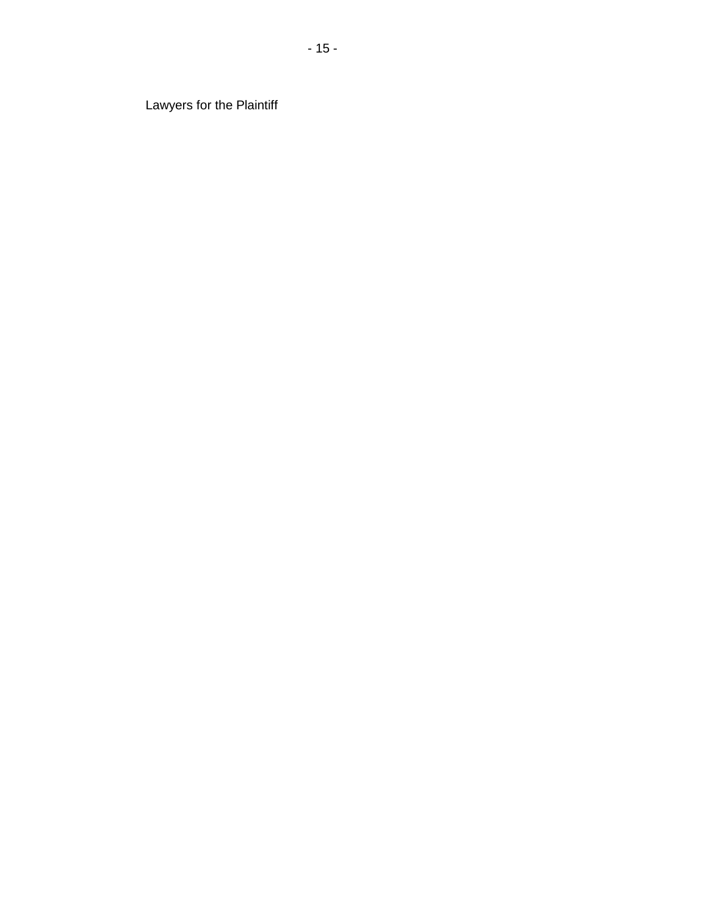Lawyers for the Plaintiff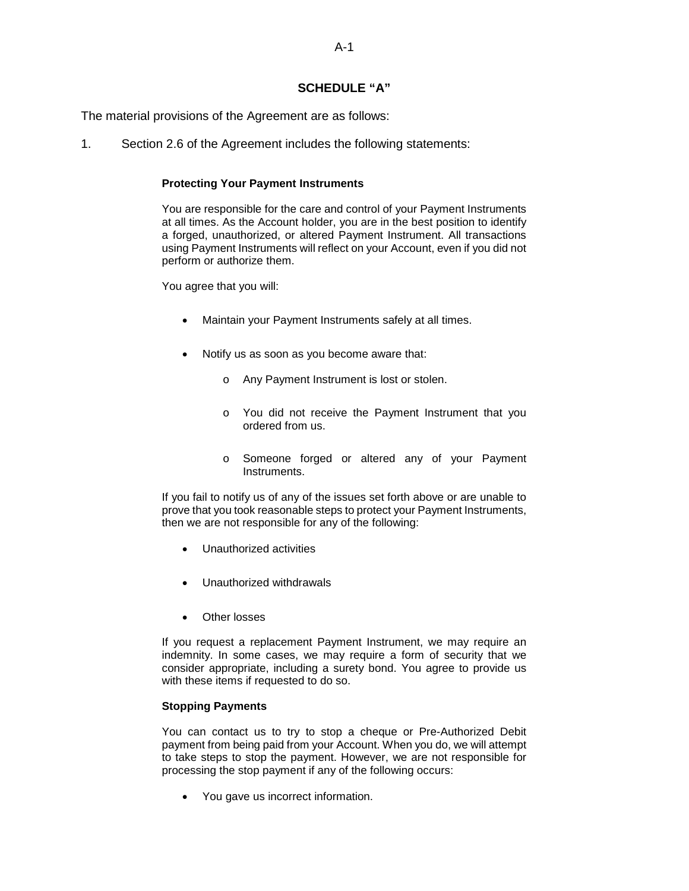## SCHEDULE "A"

The material provisions of the Agreement are as follows:

1. Section 2.6 of the Agreement includes the following statements:

> **Protecting Your Payment Instruments**
>
> You are responsible for the care and control of your Payment Instruments at all times. As the Account holder, you are in the best position to identify a forged, unauthorized, or altered Payment Instrument. All transactions using Payment Instruments will reflect on your Account, even if you did not perform or authorize them.
>
> You agree that you will:
>
> - Maintain your Payment Instruments safely at all times.
> - Notify us as soon as you become aware that:
>   - Any Payment Instrument is lost or stolen.
>   - You did not receive the Payment Instrument that you ordered from us.
>   - Someone forged or altered any of your Payment Instruments.
>
> If you fail to notify us of any of the issues set forth above or are unable to prove that you took reasonable steps to protect your Payment Instruments, then we are not responsible for any of the following:
>
> - Unauthorized activities
> - Unauthorized withdrawals
> - Other losses
>
> If you request a replacement Payment Instrument, we may require an indemnity. In some cases, we may require a form of security that we consider appropriate, including a surety bond. You agree to provide us with these items if requested to do so.
>
> **Stopping Payments**
>
> You can contact us to try to stop a cheque or Pre-Authorized Debit payment from being paid from your Account. When you do, we will attempt to take steps to stop the payment. However, we are not responsible for processing the stop payment if any of the following occurs:
>
> - You gave us incorrect information.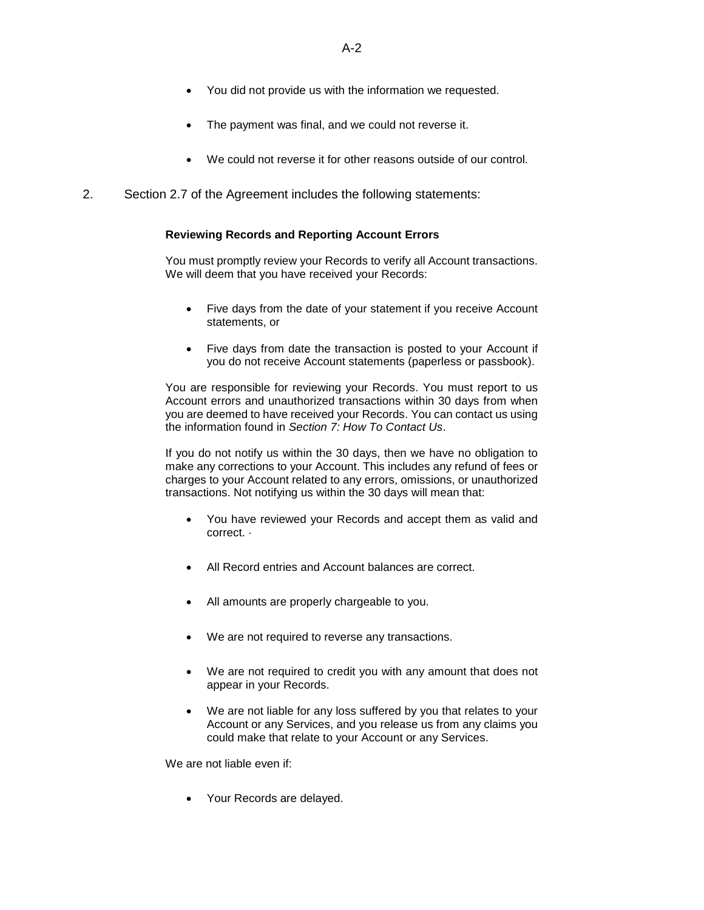- You did not provide us with the information we requested.
- The payment was final, and we could not reverse it.
- We could not reverse it for other reasons outside of our control.

2. Section 2.7 of the Agreement includes the following statements:

**Reviewing Records and Reporting Account Errors**

You must promptly review your Records to verify all Account transactions. We will deem that you have received your Records:

- Five days from the date of your statement if you receive Account statements, or
- Five days from date the transaction is posted to your Account if you do not receive Account statements (paperless or passbook).

You are responsible for reviewing your Records. You must report to us Account errors and unauthorized transactions within 30 days from when you are deemed to have received your Records. You can contact us using the information found in *Section 7: How To Contact Us*.

If you do not notify us within the 30 days, then we have no obligation to make any corrections to your Account. This includes any refund of fees or charges to your Account related to any errors, omissions, or unauthorized transactions. Not notifying us within the 30 days will mean that:

- You have reviewed your Records and accept them as valid and correct. ·
- All Record entries and Account balances are correct.
- All amounts are properly chargeable to you.
- We are not required to reverse any transactions.
- We are not required to credit you with any amount that does not appear in your Records.
- We are not liable for any loss suffered by you that relates to your Account or any Services, and you release us from any claims you could make that relate to your Account or any Services.

We are not liable even if:

- Your Records are delayed.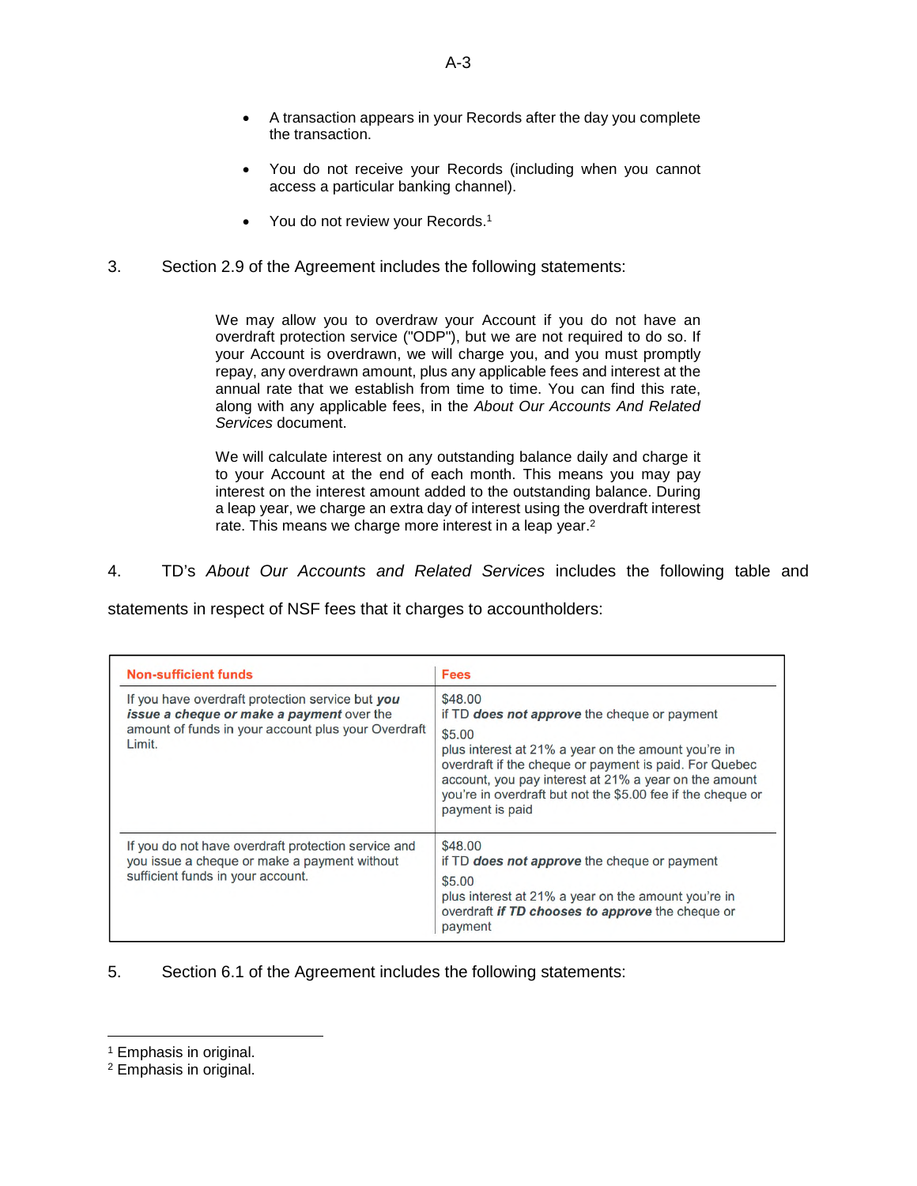- A transaction appears in your Records after the day you complete the transaction.
- You do not receive your Records (including when you cannot access a particular banking channel).
- You do not review your Records.[1]

3. Section 2.9 of the Agreement includes the following statements:

> We may allow you to overdraw your Account if you do not have an overdraft protection service ("ODP"), but we are not required to do so. If your Account is overdrawn, we will charge you, and you must promptly repay, any overdrawn amount, plus any applicable fees and interest at the annual rate that we establish from time to time. You can find this rate, along with any applicable fees, in the *About Our Accounts And Related Services* document.
>
> We will calculate interest on any outstanding balance daily and charge it to your Account at the end of each month. This means you may pay interest on the interest amount added to the outstanding balance. During a leap year, we charge an extra day of interest using the overdraft interest rate. This means we charge more interest in a leap year.[2]

4. TD's *About Our Accounts and Related Services* includes the following table and statements in respect of NSF fees that it charges to accountholders:

| **Non-sufficient funds** | **Fees** |
| --- | --- |
| If you have overdraft protection service but ***you issue a cheque or make a payment*** over the amount of funds in your account plus your Overdraft Limit. | $48.00<br>if TD ***does not approve*** the cheque or payment<br>$5.00<br>plus interest at 21% a year on the amount you're in overdraft if the cheque or payment is paid. For Quebec account, you pay interest at 21% a year on the amount you're in overdraft but not the $5.00 fee if the cheque or payment is paid |
| If you do not have overdraft protection service and you issue a cheque or make a payment without sufficient funds in your account. | $48.00<br>if TD ***does not approve*** the cheque or payment<br>$5.00<br>plus interest at 21% a year on the amount you're in overdraft ***if TD chooses to approve*** the cheque or payment |

5. Section 6.1 of the Agreement includes the following statements:

---

[1] Emphasis in original.
[2] Emphasis in original.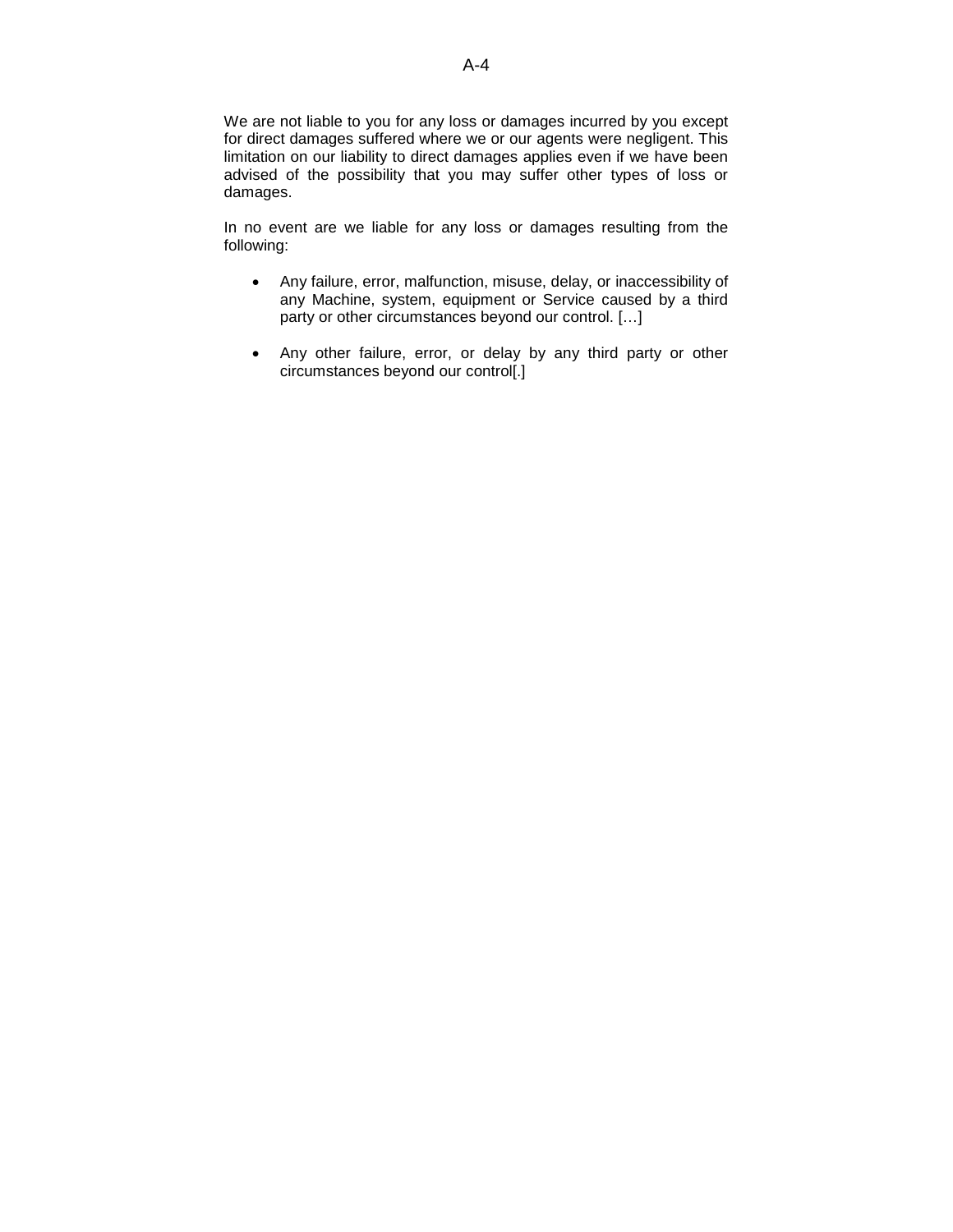We are not liable to you for any loss or damages incurred by you except for direct damages suffered where we or our agents were negligent. This limitation on our liability to direct damages applies even if we have been advised of the possibility that you may suffer other types of loss or damages.

In no event are we liable for any loss or damages resulting from the following:

- Any failure, error, malfunction, misuse, delay, or inaccessibility of any Machine, system, equipment or Service caused by a third party or other circumstances beyond our control. […]

- Any other failure, error, or delay by any third party or other circumstances beyond our control[.]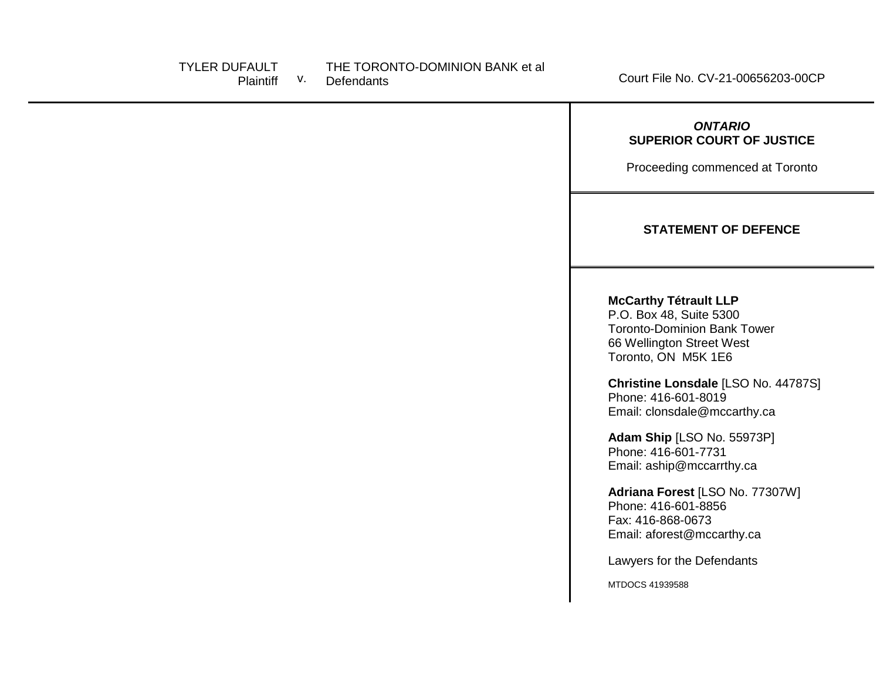TYLER DUFAULT
Plaintiff

v.

THE TORONTO-DOMINION BANK et al
Defendants

Court File No. CV-21-00656203-00CP

***ONTARIO***
**SUPERIOR COURT OF JUSTICE**

Proceeding commenced at Toronto

**STATEMENT OF DEFENCE**

**McCarthy Tétrault LLP**
P.O. Box 48, Suite 5300
Toronto-Dominion Bank Tower
66 Wellington Street West
Toronto, ON M5K 1E6

**Christine Lonsdale** [LSO No. 44787S]
Phone: 416-601-8019
Email: clonsdale@mccarthy.ca

**Adam Ship** [LSO No. 55973P]
Phone: 416-601-7731
Email: aship@mccarrthy.ca

**Adriana Forest** [LSO No. 77307W]
Phone: 416-601-8856
Fax: 416-868-0673
Email: aforest@mccarthy.ca

Lawyers for the Defendants

MTDOCS 41939588